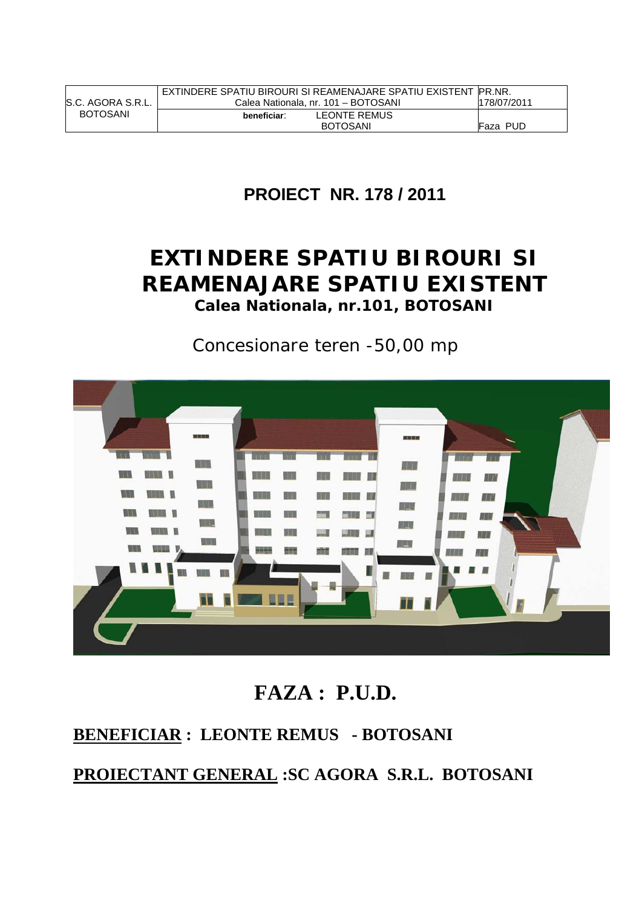| | | |
|---|---|---|
| S.C. AGORA S.R.L. BOTOSANI | EXTINDERE SPATIU BIROURI SI REAMENAJARE SPATIU EXISTENT Calea Nationala, nr. 101 – BOTOSANI | PR.NR. 178/07/2011 |
| | **beneficiar**: LEONTE REMUS BOTOSANI | Faza PUD |

## PROIECT NR. 178 / 2011

# EXTINDERE SPATIU BIROURI SI REAMENAJARE SPATIU EXISTENT

**Calea Nationala, nr.101, BOTOSANI**

Concesionare teren -50,00 mp

# FAZA : P.U.D.

**BENEFICIAR : LEONTE REMUS - BOTOSANI**

**PROIECTANT GENERAL :SC AGORA S.R.L. BOTOSANI**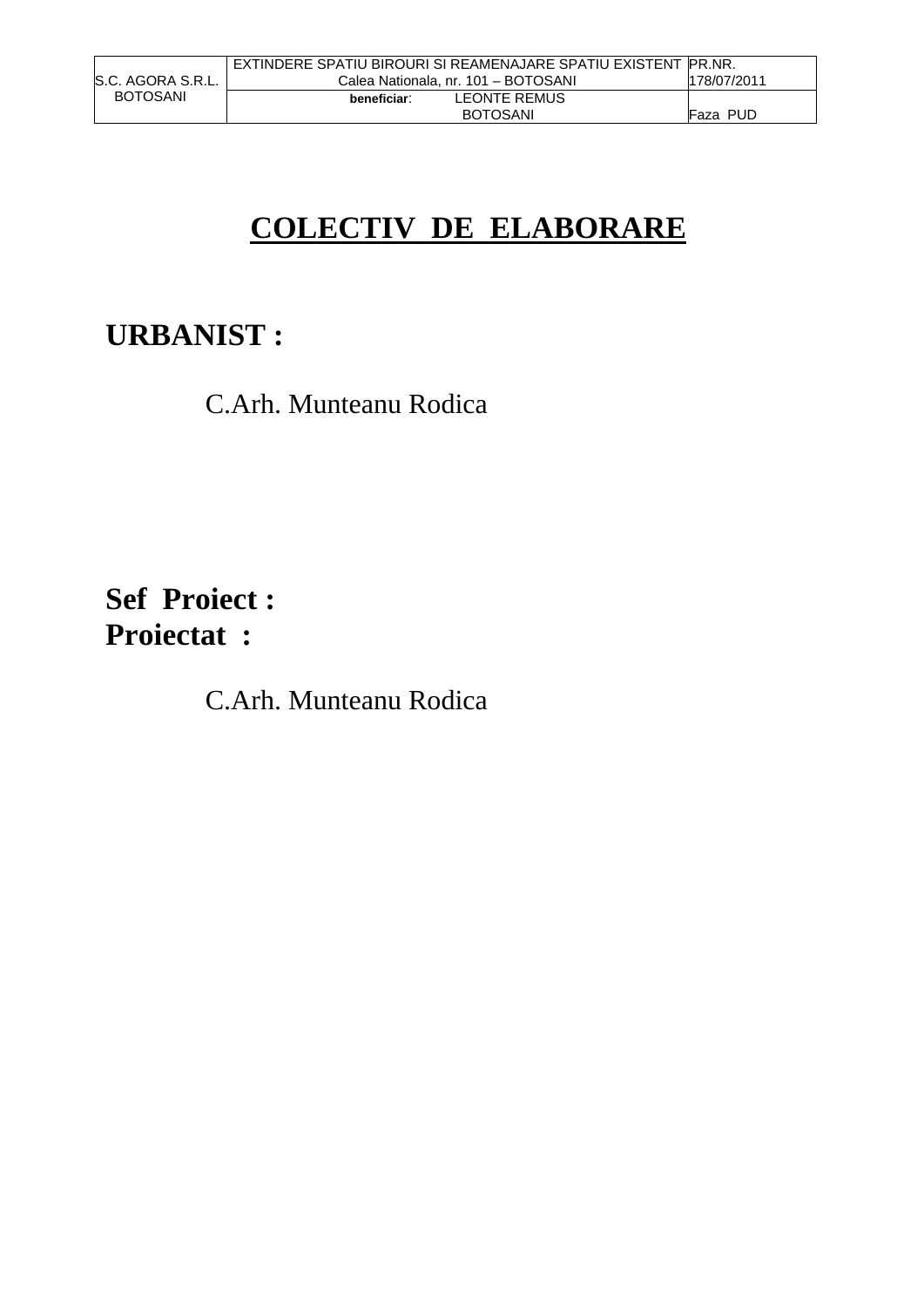# COLECTIV DE ELABORARE

## URBANIST :

C.Arh. Munteanu Rodica

## Sef Proiect :
## Proiectat :

C.Arh. Munteanu Rodica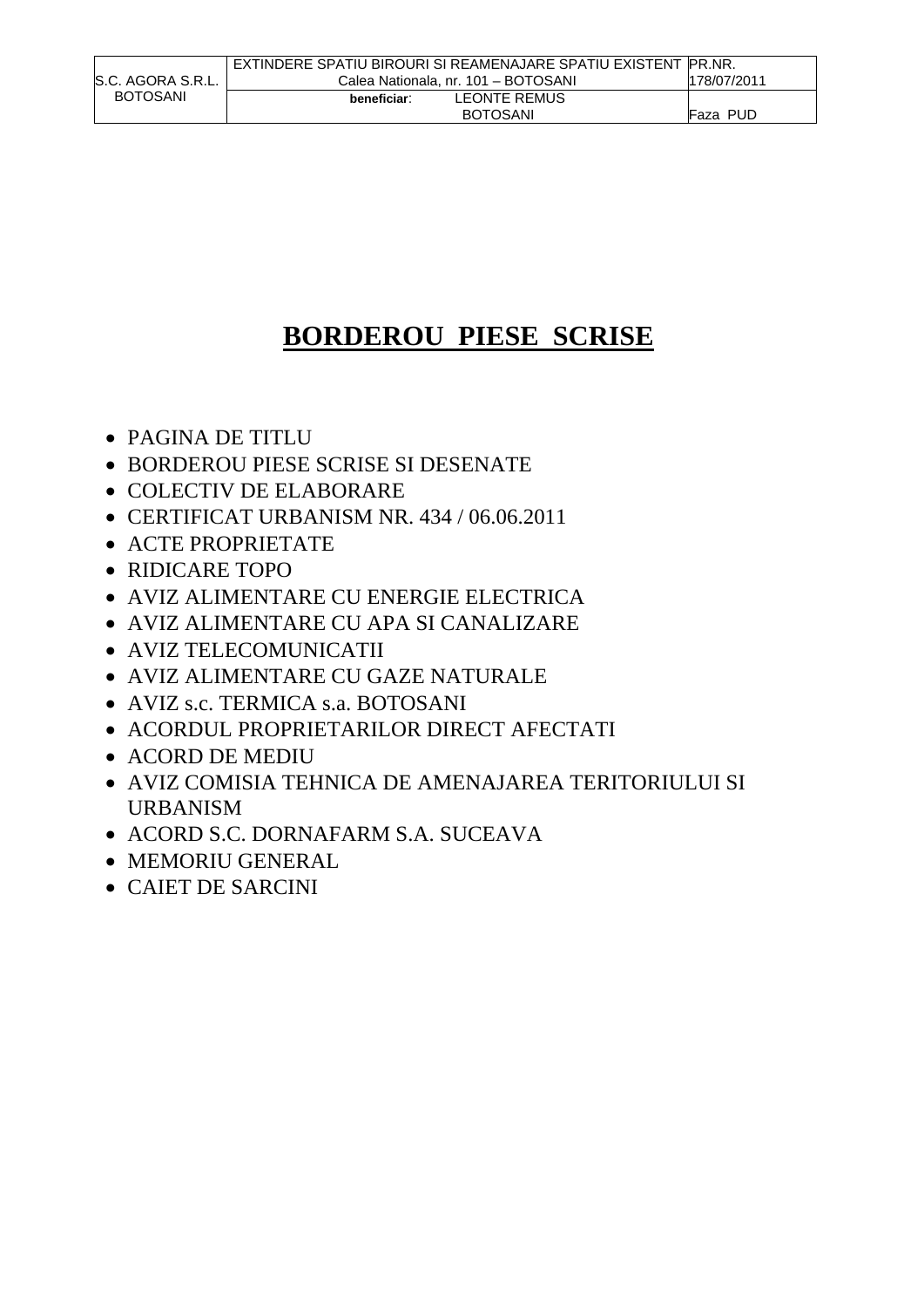| | | |
|---|---|---|
| S.C. AGORA S.R.L. BOTOSANI | EXTINDERE SPATIU BIROURI SI REAMENAJARE SPATIU EXISTENT Calea Nationala, nr. 101 – BOTOSANI | PR.NR. 178/07/2011 |
| | **beneficiar**: LEONTE REMUS BOTOSANI | Faza PUD |

# BORDEROU PIESE SCRISE

- PAGINA DE TITLU
- BORDEROU PIESE SCRISE SI DESENATE
- COLECTIV DE ELABORARE
- CERTIFICAT URBANISM NR. 434 / 06.06.2011
- ACTE PROPRIETATE
- RIDICARE TOPO
- AVIZ ALIMENTARE CU ENERGIE ELECTRICA
- AVIZ ALIMENTARE CU APA SI CANALIZARE
- AVIZ TELECOMUNICATII
- AVIZ ALIMENTARE CU GAZE NATURALE
- AVIZ s.c. TERMICA s.a. BOTOSANI
- ACORDUL PROPRIETARILOR DIRECT AFECTATI
- ACORD DE MEDIU
- AVIZ COMISIA TEHNICA DE AMENAJAREA TERITORIULUI SI URBANISM
- ACORD S.C. DORNAFARM S.A. SUCEAVA
- MEMORIU GENERAL
- CAIET DE SARCINI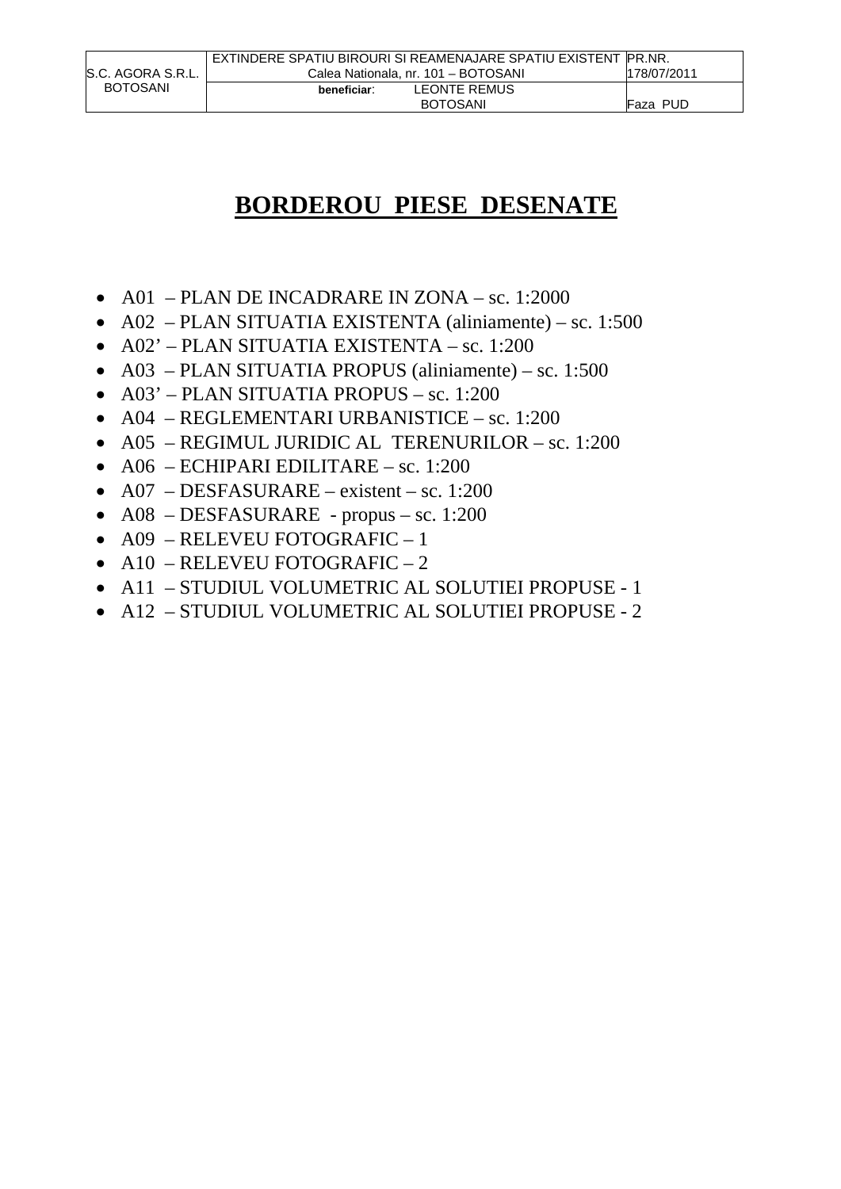# BORDEROU PIESE DESENATE

- A01 – PLAN DE INCADRARE IN ZONA – sc. 1:2000
- A02 – PLAN SITUATIA EXISTENTA (aliniamente) – sc. 1:500
- A02' – PLAN SITUATIA EXISTENTA – sc. 1:200
- A03 – PLAN SITUATIA PROPUS (aliniamente) – sc. 1:500
- A03' – PLAN SITUATIA PROPUS – sc. 1:200
- A04 – REGLEMENTARI URBANISTICE – sc. 1:200
- A05 – REGIMUL JURIDIC AL TERENURILOR – sc. 1:200
- A06 – ECHIPARI EDILITARE – sc. 1:200
- A07 – DESFASURARE – existent – sc. 1:200
- A08 – DESFASURARE - propus – sc. 1:200
- A09 – RELEVEU FOTOGRAFIC – 1
- A10 – RELEVEU FOTOGRAFIC – 2
- A11 – STUDIUL VOLUMETRIC AL SOLUTIEI PROPUSE - 1
- A12 – STUDIUL VOLUMETRIC AL SOLUTIEI PROPUSE - 2